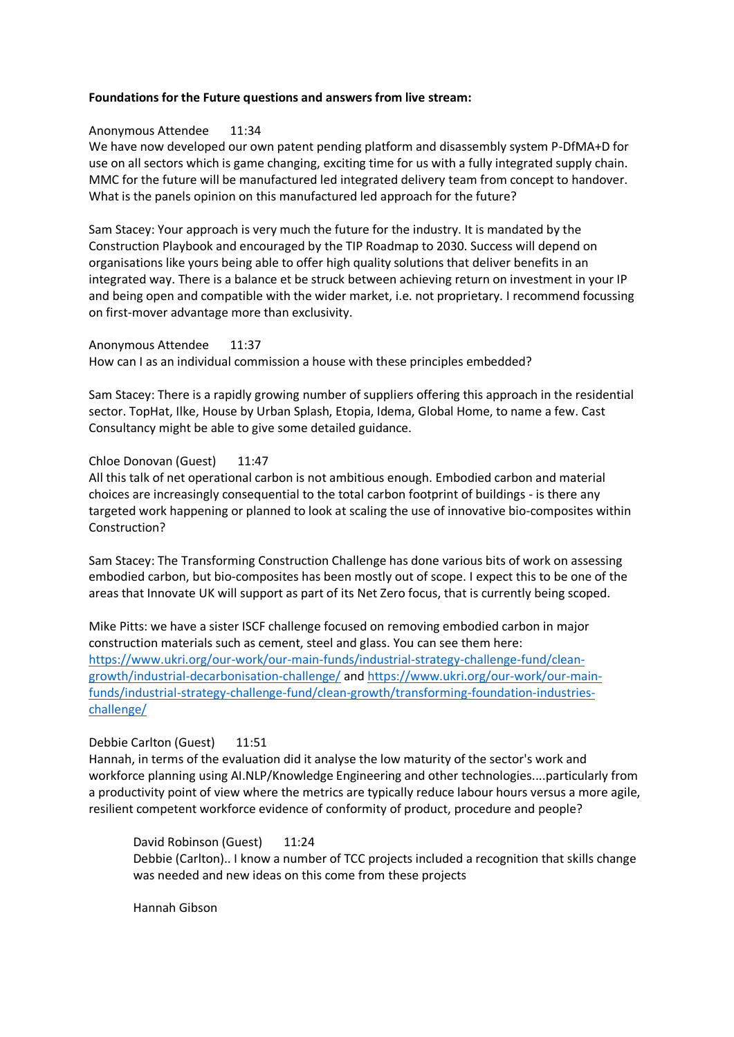**Foundations for the Future questions and answers from live stream:**

Anonymous Attendee  11:34
We have now developed our own patent pending platform and disassembly system P-DfMA+D for use on all sectors which is game changing, exciting time for us with a fully integrated supply chain. MMC for the future will be manufactured led integrated delivery team from concept to handover. What is the panels opinion on this manufactured led approach for the future?

Sam Stacey: Your approach is very much the future for the industry. It is mandated by the Construction Playbook and encouraged by the TIP Roadmap to 2030. Success will depend on organisations like yours being able to offer high quality solutions that deliver benefits in an integrated way. There is a balance et be struck between achieving return on investment in your IP and being open and compatible with the wider market, i.e. not proprietary. I recommend focussing on first-mover advantage more than exclusivity.

Anonymous Attendee  11:37
How can I as an individual commission a house with these principles embedded?

Sam Stacey: There is a rapidly growing number of suppliers offering this approach in the residential sector. TopHat, Ilke, House by Urban Splash, Etopia, Idema, Global Home, to name a few. Cast Consultancy might be able to give some detailed guidance.

Chloe Donovan (Guest)  11:47
All this talk of net operational carbon is not ambitious enough. Embodied carbon and material choices are increasingly consequential to the total carbon footprint of buildings - is there any targeted work happening or planned to look at scaling the use of innovative bio-composites within Construction?

Sam Stacey: The Transforming Construction Challenge has done various bits of work on assessing embodied carbon, but bio-composites has been mostly out of scope. I expect this to be one of the areas that Innovate UK will support as part of its Net Zero focus, that is currently being scoped.

Mike Pitts: we have a sister ISCF challenge focused on removing embodied carbon in major construction materials such as cement, steel and glass. You can see them here: https://www.ukri.org/our-work/our-main-funds/industrial-strategy-challenge-fund/clean-growth/industrial-decarbonisation-challenge/ and https://www.ukri.org/our-work/our-main-funds/industrial-strategy-challenge-fund/clean-growth/transforming-foundation-industries-challenge/

Debbie Carlton (Guest)  11:51
Hannah, in terms of the evaluation did it analyse the low maturity of the sector's work and workforce planning using AI.NLP/Knowledge Engineering and other technologies....particularly from a productivity point of view where the metrics are typically reduce labour hours versus a more agile, resilient competent workforce evidence of conformity of product, procedure and people?

> David Robinson (Guest)  11:24
> Debbie (Carlton).. I know a number of TCC projects included a recognition that skills change was needed and new ideas on this come from these projects
>
> Hannah Gibson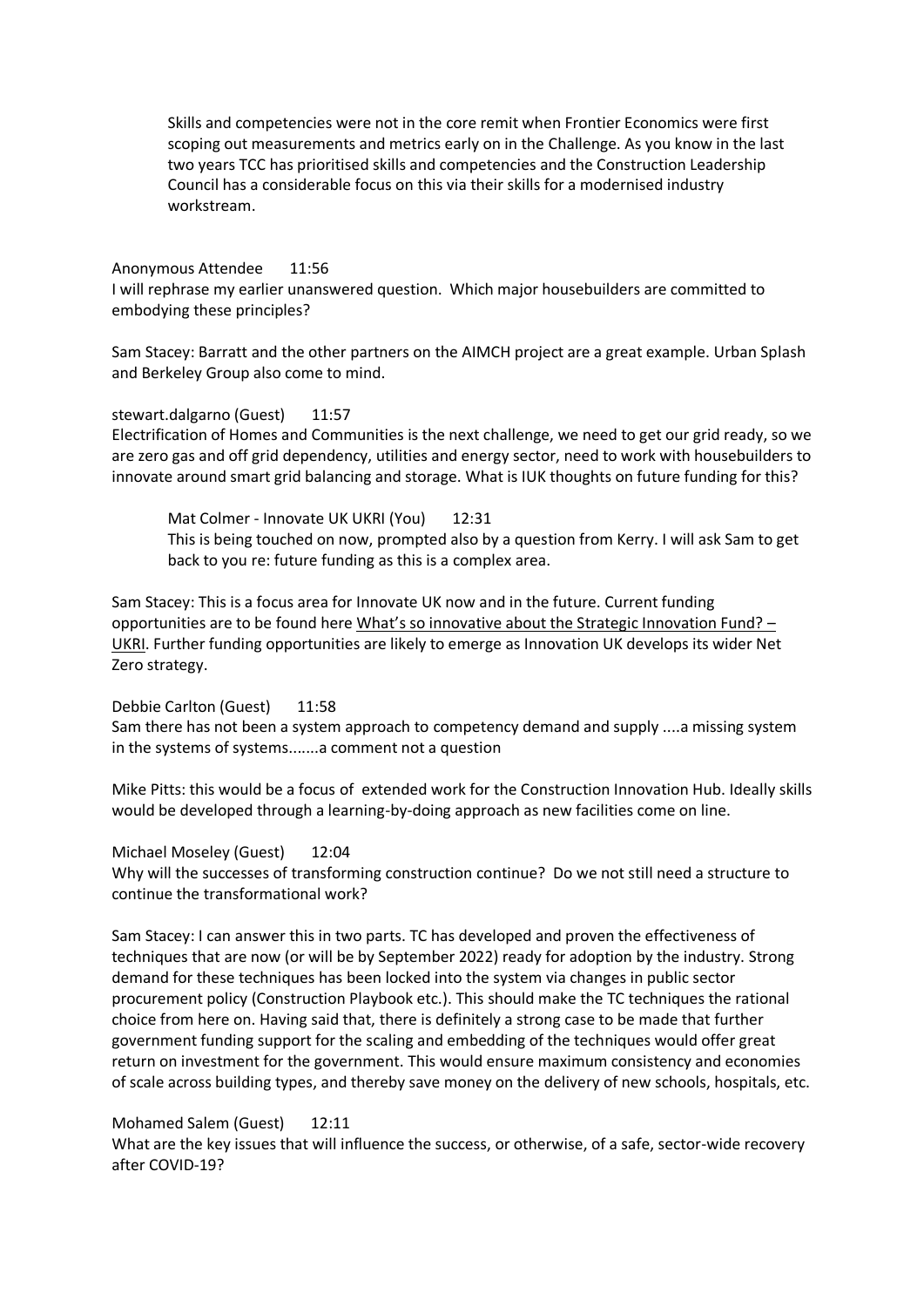Skills and competencies were not in the core remit when Frontier Economics were first scoping out measurements and metrics early on in the Challenge. As you know in the last two years TCC has prioritised skills and competencies and the Construction Leadership Council has a considerable focus on this via their skills for a modernised industry workstream.

Anonymous Attendee 11:56
I will rephrase my earlier unanswered question. Which major housebuilders are committed to embodying these principles?

Sam Stacey: Barratt and the other partners on the AIMCH project are a great example. Urban Splash and Berkeley Group also come to mind.

stewart.dalgarno (Guest) 11:57
Electrification of Homes and Communities is the next challenge, we need to get our grid ready, so we are zero gas and off grid dependency, utilities and energy sector, need to work with housebuilders to innovate around smart grid balancing and storage. What is IUK thoughts on future funding for this?

> Mat Colmer - Innovate UK UKRI (You) 12:31
> This is being touched on now, prompted also by a question from Kerry. I will ask Sam to get back to you re: future funding as this is a complex area.

Sam Stacey: This is a focus area for Innovate UK now and in the future. Current funding opportunities are to be found here What's so innovative about the Strategic Innovation Fund? – UKRI. Further funding opportunities are likely to emerge as Innovation UK develops its wider Net Zero strategy.

Debbie Carlton (Guest) 11:58
Sam there has not been a system approach to competency demand and supply ....a missing system in the systems of systems.......a comment not a question

Mike Pitts: this would be a focus of extended work for the Construction Innovation Hub. Ideally skills would be developed through a learning-by-doing approach as new facilities come on line.

Michael Moseley (Guest) 12:04
Why will the successes of transforming construction continue? Do we not still need a structure to continue the transformational work?

Sam Stacey: I can answer this in two parts. TC has developed and proven the effectiveness of techniques that are now (or will be by September 2022) ready for adoption by the industry. Strong demand for these techniques has been locked into the system via changes in public sector procurement policy (Construction Playbook etc.). This should make the TC techniques the rational choice from here on. Having said that, there is definitely a strong case to be made that further government funding support for the scaling and embedding of the techniques would offer great return on investment for the government. This would ensure maximum consistency and economies of scale across building types, and thereby save money on the delivery of new schools, hospitals, etc.

Mohamed Salem (Guest) 12:11
What are the key issues that will influence the success, or otherwise, of a safe, sector-wide recovery after COVID-19?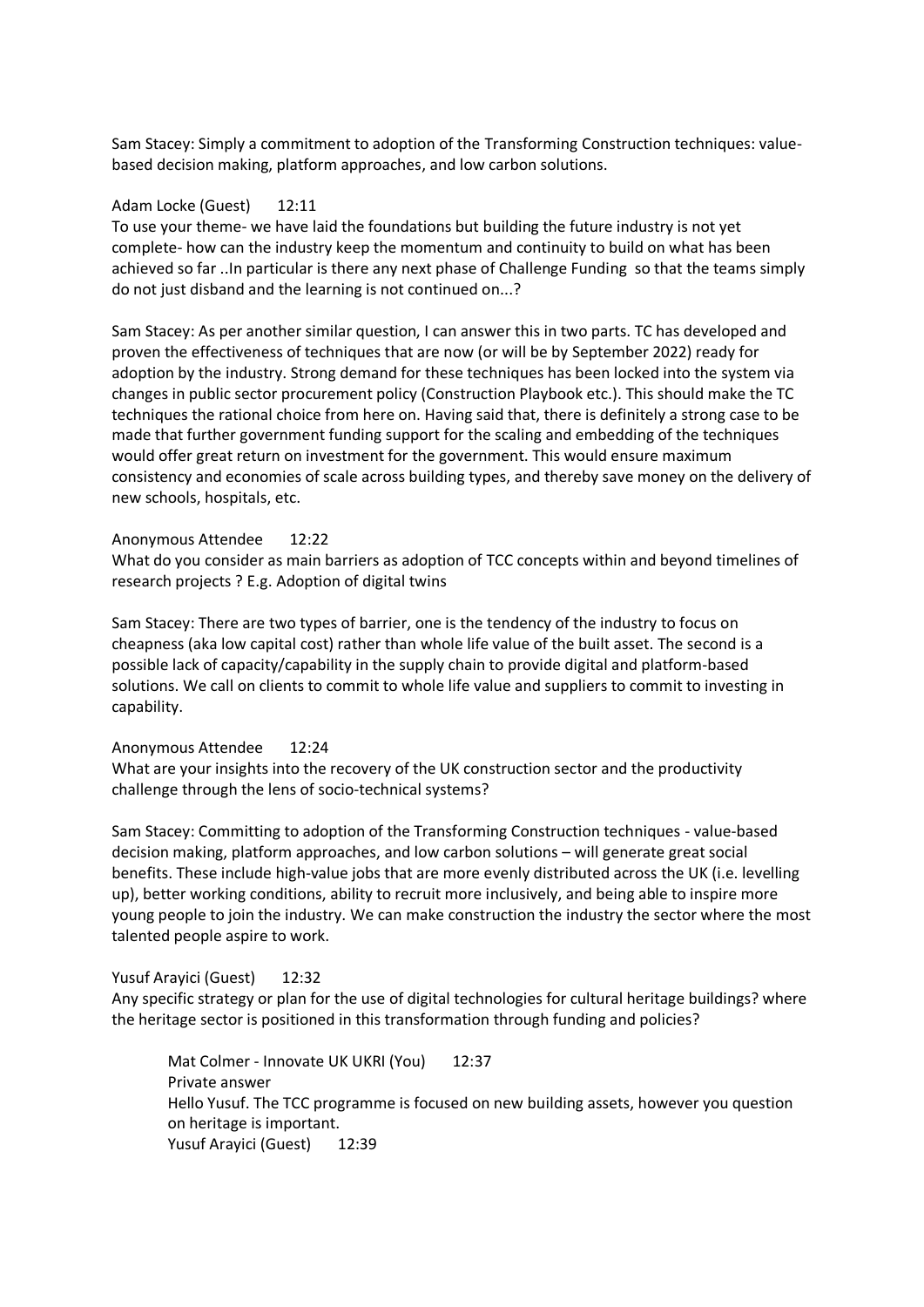Sam Stacey: Simply a commitment to adoption of the Transforming Construction techniques: value-based decision making, platform approaches, and low carbon solutions.

Adam Locke (Guest) 12:11
To use your theme- we have laid the foundations but building the future industry is not yet complete- how can the industry keep the momentum and continuity to build on what has been achieved so far ..In particular is there any next phase of Challenge Funding so that the teams simply do not just disband and the learning is not continued on...?

Sam Stacey: As per another similar question, I can answer this in two parts. TC has developed and proven the effectiveness of techniques that are now (or will be by September 2022) ready for adoption by the industry. Strong demand for these techniques has been locked into the system via changes in public sector procurement policy (Construction Playbook etc.). This should make the TC techniques the rational choice from here on. Having said that, there is definitely a strong case to be made that further government funding support for the scaling and embedding of the techniques would offer great return on investment for the government. This would ensure maximum consistency and economies of scale across building types, and thereby save money on the delivery of new schools, hospitals, etc.

Anonymous Attendee 12:22
What do you consider as main barriers as adoption of TCC concepts within and beyond timelines of research projects ? E.g. Adoption of digital twins

Sam Stacey: There are two types of barrier, one is the tendency of the industry to focus on cheapness (aka low capital cost) rather than whole life value of the built asset. The second is a possible lack of capacity/capability in the supply chain to provide digital and platform-based solutions. We call on clients to commit to whole life value and suppliers to commit to investing in capability.

Anonymous Attendee 12:24
What are your insights into the recovery of the UK construction sector and the productivity challenge through the lens of socio-technical systems?

Sam Stacey: Committing to adoption of the Transforming Construction techniques - value-based decision making, platform approaches, and low carbon solutions – will generate great social benefits. These include high-value jobs that are more evenly distributed across the UK (i.e. levelling up), better working conditions, ability to recruit more inclusively, and being able to inspire more young people to join the industry. We can make construction the industry the sector where the most talented people aspire to work.

Yusuf Arayici (Guest) 12:32
Any specific strategy or plan for the use of digital technologies for cultural heritage buildings? where the heritage sector is positioned in this transformation through funding and policies?

> Mat Colmer - Innovate UK UKRI (You) 12:37
> Private answer
> Hello Yusuf. The TCC programme is focused on new building assets, however you question on heritage is important.
> Yusuf Arayici (Guest) 12:39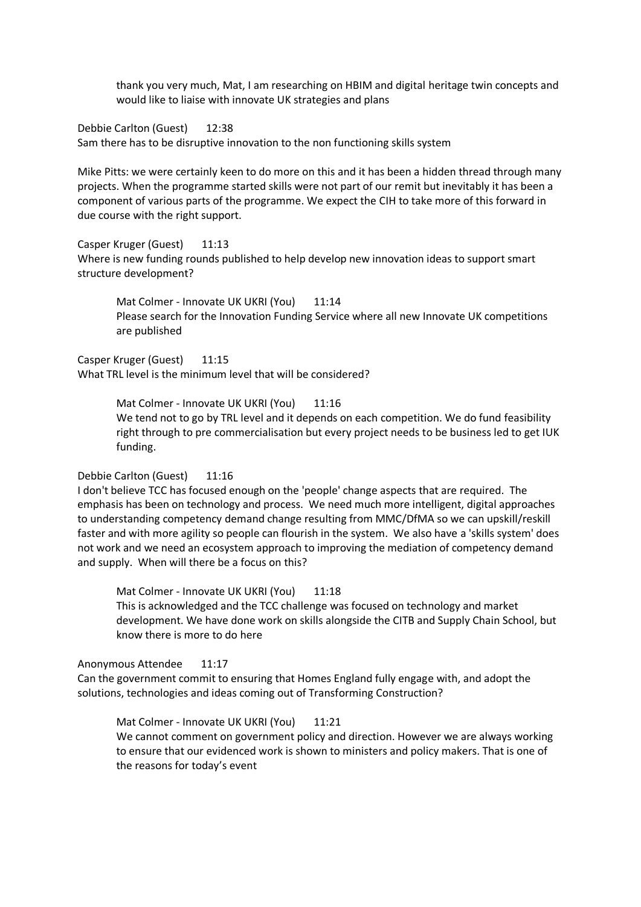thank you very much, Mat, I am researching on HBIM and digital heritage twin concepts and would like to liaise with innovate UK strategies and plans

Debbie Carlton (Guest) 12:38
Sam there has to be disruptive innovation to the non functioning skills system

Mike Pitts: we were certainly keen to do more on this and it has been a hidden thread through many projects. When the programme started skills were not part of our remit but inevitably it has been a component of various parts of the programme. We expect the CIH to take more of this forward in due course with the right support.

Casper Kruger (Guest) 11:13
Where is new funding rounds published to help develop new innovation ideas to support smart structure development?

Mat Colmer - Innovate UK UKRI (You) 11:14
Please search for the Innovation Funding Service where all new Innovate UK competitions are published

Casper Kruger (Guest) 11:15
What TRL level is the minimum level that will be considered?

Mat Colmer - Innovate UK UKRI (You) 11:16
We tend not to go by TRL level and it depends on each competition. We do fund feasibility right through to pre commercialisation but every project needs to be business led to get IUK funding.

Debbie Carlton (Guest) 11:16
I don't believe TCC has focused enough on the 'people' change aspects that are required. The emphasis has been on technology and process. We need much more intelligent, digital approaches to understanding competency demand change resulting from MMC/DfMA so we can upskill/reskill faster and with more agility so people can flourish in the system. We also have a 'skills system' does not work and we need an ecosystem approach to improving the mediation of competency demand and supply. When will there be a focus on this?

Mat Colmer - Innovate UK UKRI (You) 11:18
This is acknowledged and the TCC challenge was focused on technology and market development. We have done work on skills alongside the CITB and Supply Chain School, but know there is more to do here

Anonymous Attendee 11:17
Can the government commit to ensuring that Homes England fully engage with, and adopt the solutions, technologies and ideas coming out of Transforming Construction?

Mat Colmer - Innovate UK UKRI (You) 11:21
We cannot comment on government policy and direction. However we are always working to ensure that our evidenced work is shown to ministers and policy makers. That is one of the reasons for today's event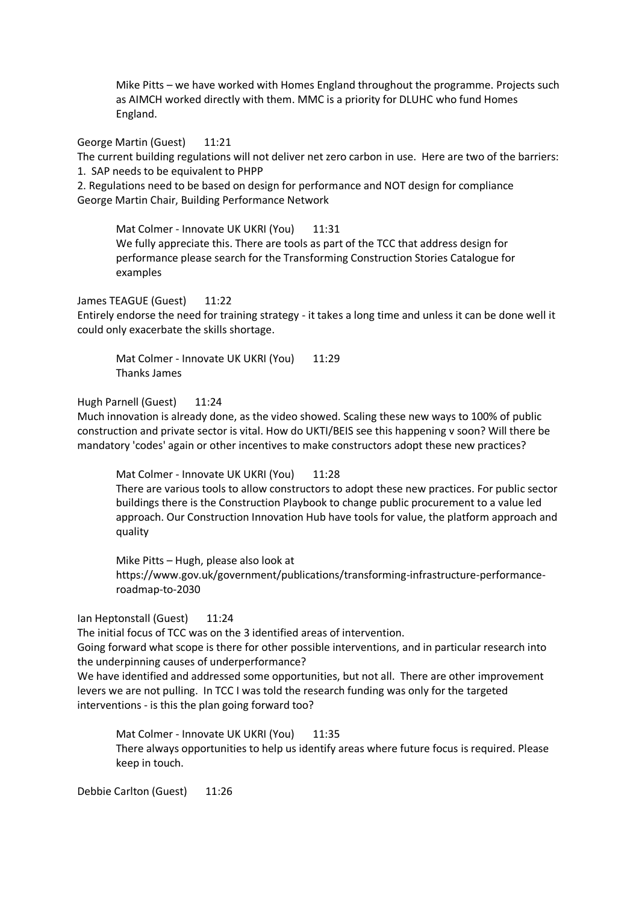Mike Pitts – we have worked with Homes England throughout the programme. Projects such as AIMCH worked directly with them. MMC is a priority for DLUHC who fund Homes England.

George Martin (Guest) 11:21

The current building regulations will not deliver net zero carbon in use. Here are two of the barriers:

1. SAP needs to be equivalent to PHPP
2. Regulations need to be based on design for performance and NOT design for compliance

George Martin Chair, Building Performance Network

> Mat Colmer - Innovate UK UKRI (You) 11:31
>
> We fully appreciate this. There are tools as part of the TCC that address design for performance please search for the Transforming Construction Stories Catalogue for examples

James TEAGUE (Guest) 11:22

Entirely endorse the need for training strategy - it takes a long time and unless it can be done well it could only exacerbate the skills shortage.

> Mat Colmer - Innovate UK UKRI (You) 11:29
>
> Thanks James

Hugh Parnell (Guest) 11:24

Much innovation is already done, as the video showed. Scaling these new ways to 100% of public construction and private sector is vital. How do UKTI/BEIS see this happening v soon? Will there be mandatory 'codes' again or other incentives to make constructors adopt these new practices?

> Mat Colmer - Innovate UK UKRI (You) 11:28
>
> There are various tools to allow constructors to adopt these new practices. For public sector buildings there is the Construction Playbook to change public procurement to a value led approach. Our Construction Innovation Hub have tools for value, the platform approach and quality
>
> Mike Pitts – Hugh, please also look at https://www.gov.uk/government/publications/transforming-infrastructure-performance-roadmap-to-2030

Ian Heptonstall (Guest) 11:24

The initial focus of TCC was on the 3 identified areas of intervention.

Going forward what scope is there for other possible interventions, and in particular research into the underpinning causes of underperformance?

We have identified and addressed some opportunities, but not all. There are other improvement levers we are not pulling. In TCC I was told the research funding was only for the targeted interventions - is this the plan going forward too?

> Mat Colmer - Innovate UK UKRI (You) 11:35
>
> There always opportunities to help us identify areas where future focus is required. Please keep in touch.

Debbie Carlton (Guest) 11:26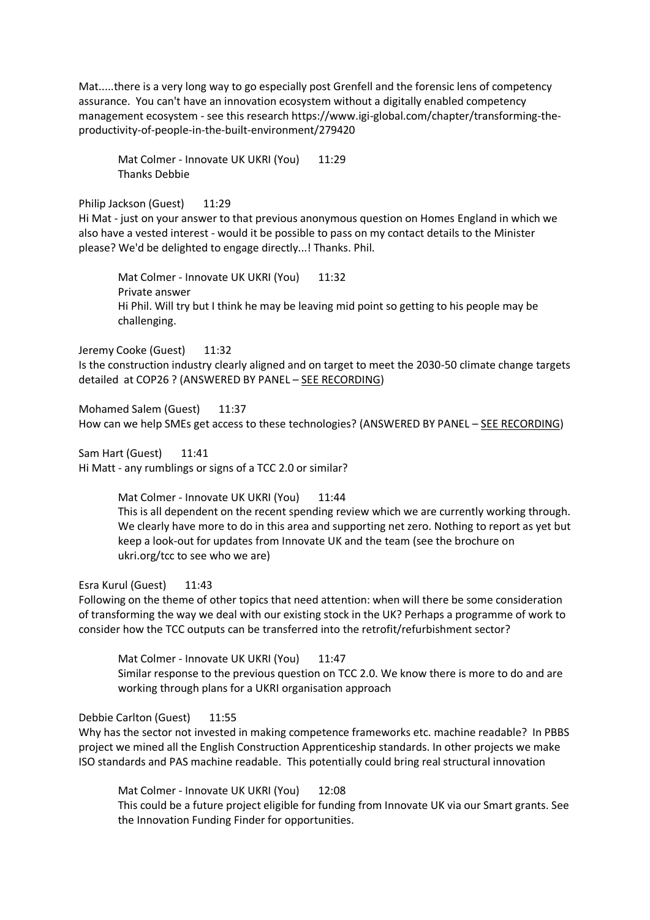Mat.....there is a very long way to go especially post Grenfell and the forensic lens of competency assurance. You can't have an innovation ecosystem without a digitally enabled competency management ecosystem - see this research https://www.igi-global.com/chapter/transforming-the-productivity-of-people-in-the-built-environment/279420

> Mat Colmer - Innovate UK UKRI (You) 11:29
> Thanks Debbie

Philip Jackson (Guest) 11:29
Hi Mat - just on your answer to that previous anonymous question on Homes England in which we also have a vested interest - would it be possible to pass on my contact details to the Minister please? We'd be delighted to engage directly...! Thanks. Phil.

> Mat Colmer - Innovate UK UKRI (You) 11:32
> Private answer
> Hi Phil. Will try but I think he may be leaving mid point so getting to his people may be challenging.

Jeremy Cooke (Guest) 11:32
Is the construction industry clearly aligned and on target to meet the 2030-50 climate change targets detailed at COP26 ? (ANSWERED BY PANEL – SEE RECORDING)

Mohamed Salem (Guest) 11:37
How can we help SMEs get access to these technologies? (ANSWERED BY PANEL – SEE RECORDING)

Sam Hart (Guest) 11:41
Hi Matt - any rumblings or signs of a TCC 2.0 or similar?

> Mat Colmer - Innovate UK UKRI (You) 11:44
> This is all dependent on the recent spending review which we are currently working through. We clearly have more to do in this area and supporting net zero. Nothing to report as yet but keep a look-out for updates from Innovate UK and the team (see the brochure on ukri.org/tcc to see who we are)

Esra Kurul (Guest) 11:43
Following on the theme of other topics that need attention: when will there be some consideration of transforming the way we deal with our existing stock in the UK? Perhaps a programme of work to consider how the TCC outputs can be transferred into the retrofit/refurbishment sector?

> Mat Colmer - Innovate UK UKRI (You) 11:47
> Similar response to the previous question on TCC 2.0. We know there is more to do and are working through plans for a UKRI organisation approach

Debbie Carlton (Guest) 11:55
Why has the sector not invested in making competence frameworks etc. machine readable? In PBBS project we mined all the English Construction Apprenticeship standards. In other projects we make ISO standards and PAS machine readable. This potentially could bring real structural innovation

> Mat Colmer - Innovate UK UKRI (You) 12:08
> This could be a future project eligible for funding from Innovate UK via our Smart grants. See the Innovation Funding Finder for opportunities.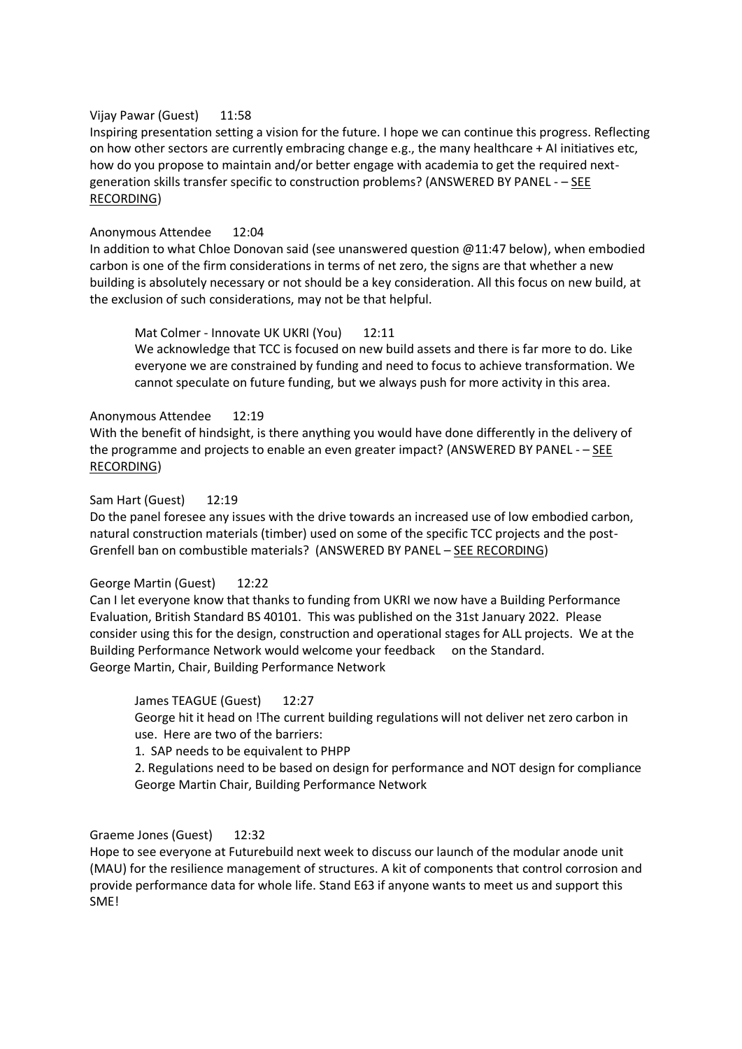Vijay Pawar (Guest)      11:58

Inspiring presentation setting a vision for the future. I hope we can continue this progress. Reflecting on how other sectors are currently embracing change e.g., the many healthcare + AI initiatives etc, how do you propose to maintain and/or better engage with academia to get the required next-generation skills transfer specific to construction problems? (ANSWERED BY PANEL - – SEE RECORDING)

Anonymous Attendee      12:04

In addition to what Chloe Donovan said (see unanswered question @11:47 below), when embodied carbon is one of the firm considerations in terms of net zero, the signs are that whether a new building is absolutely necessary or not should be a key consideration. All this focus on new build, at the exclusion of such considerations, may not be that helpful.

> Mat Colmer - Innovate UK UKRI (You)      12:11
>
> We acknowledge that TCC is focused on new build assets and there is far more to do. Like everyone we are constrained by funding and need to focus to achieve transformation. We cannot speculate on future funding, but we always push for more activity in this area.

Anonymous Attendee      12:19

With the benefit of hindsight, is there anything you would have done differently in the delivery of the programme and projects to enable an even greater impact? (ANSWERED BY PANEL - – SEE RECORDING)

Sam Hart (Guest)      12:19

Do the panel foresee any issues with the drive towards an increased use of low embodied carbon, natural construction materials (timber) used on some of the specific TCC projects and the post-Grenfell ban on combustible materials? (ANSWERED BY PANEL – SEE RECORDING)

George Martin (Guest)      12:22

Can I let everyone know that thanks to funding from UKRI we now have a Building Performance Evaluation, British Standard BS 40101. This was published on the 31st January 2022. Please consider using this for the design, construction and operational stages for ALL projects. We at the Building Performance Network would welcome your feedback on the Standard.
George Martin, Chair, Building Performance Network

> James TEAGUE (Guest)      12:27
>
> George hit it head on !The current building regulations will not deliver net zero carbon in use. Here are two of the barriers:
>
> 1. SAP needs to be equivalent to PHPP
> 2. Regulations need to be based on design for performance and NOT design for compliance
>
> George Martin Chair, Building Performance Network

Graeme Jones (Guest)      12:32

Hope to see everyone at Futurebuild next week to discuss our launch of the modular anode unit (MAU) for the resilience management of structures. A kit of components that control corrosion and provide performance data for whole life. Stand E63 if anyone wants to meet us and support this SME!